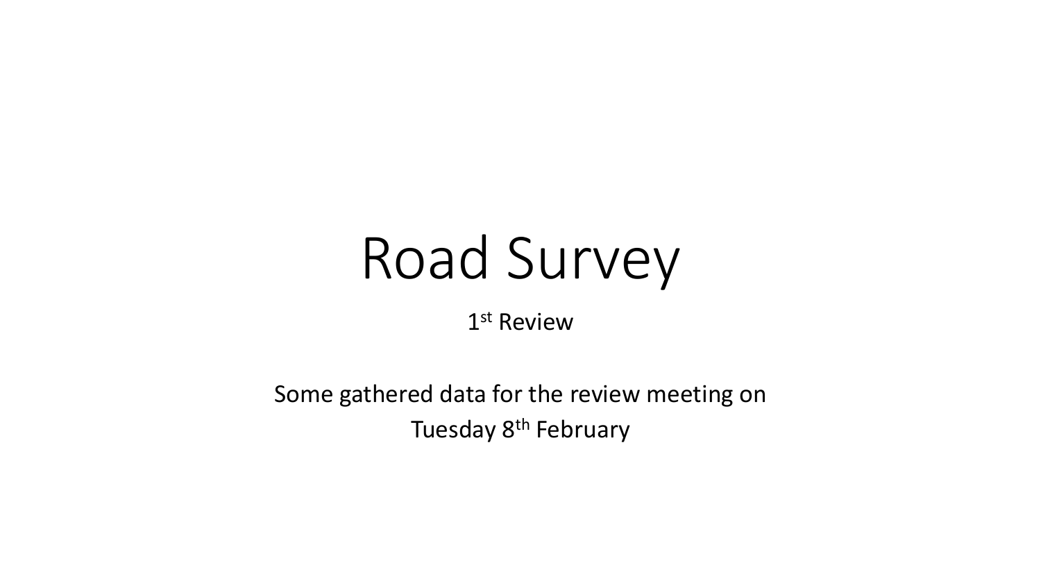# Road Survey

1st Review

Some gathered data for the review meeting on Tuesday 8th February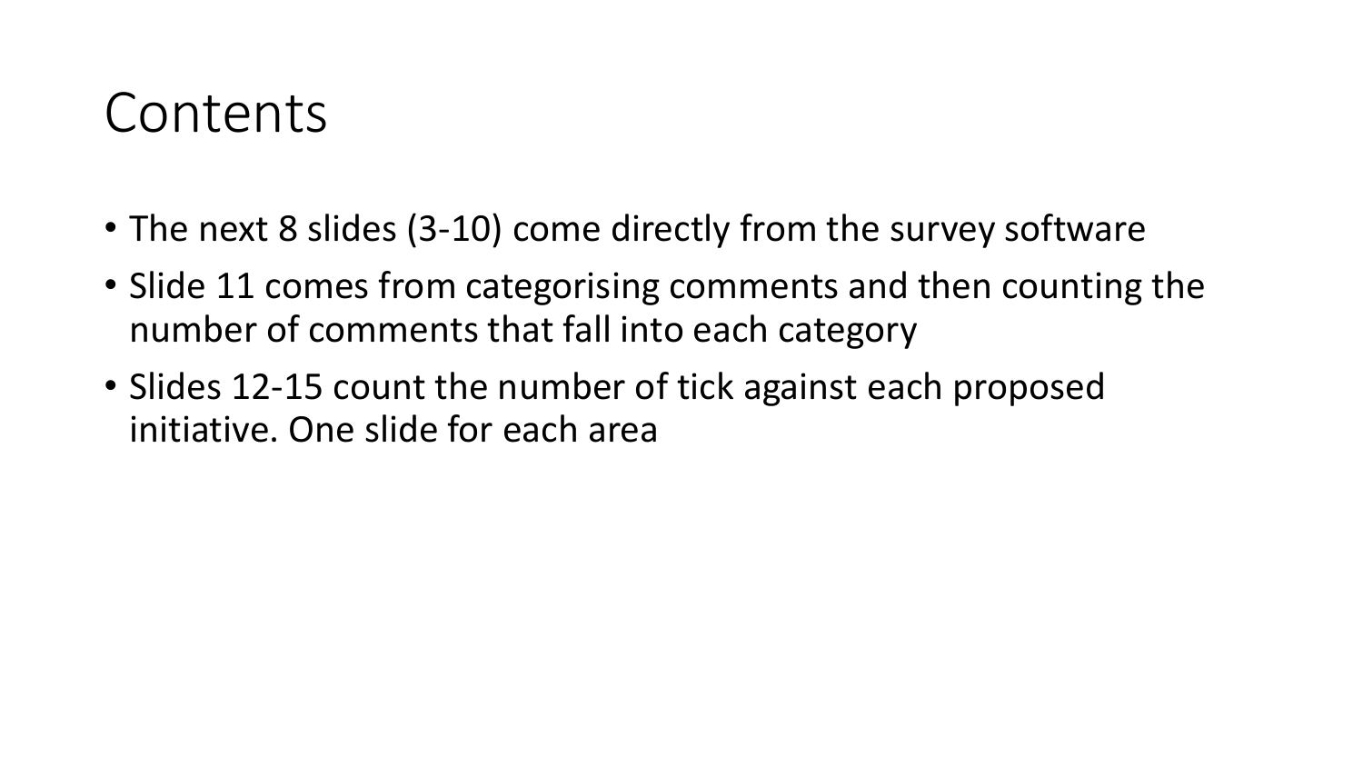# Contents

- The next 8 slides (3-10) come directly from the survey software
- Slide 11 comes from categorising comments and then counting the number of comments that fall into each category
- Slides 12-15 count the number of tick against each proposed initiative. One slide for each area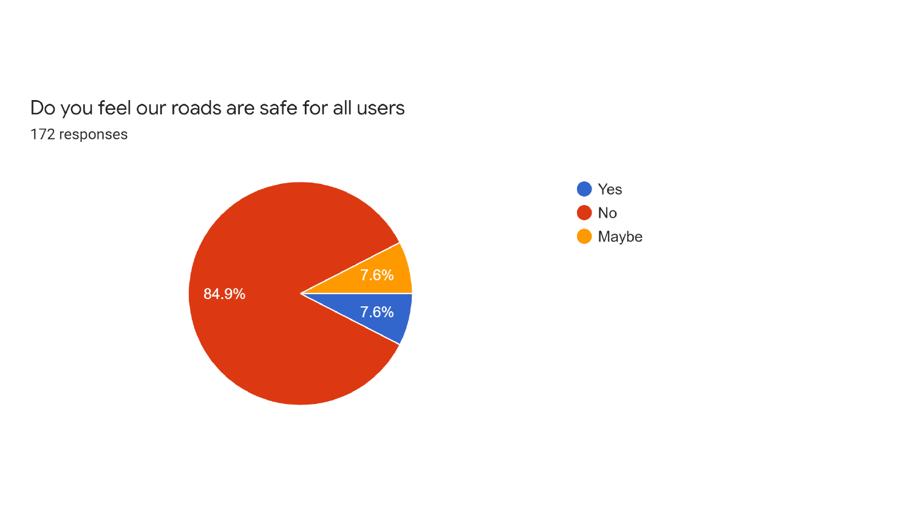## Do you feel our roads are safe for all users

172 responses

| Response | Percentage |
| --- | --- |
| Yes | 7.6% |
| No | 84.9% |
| Maybe | 7.6% |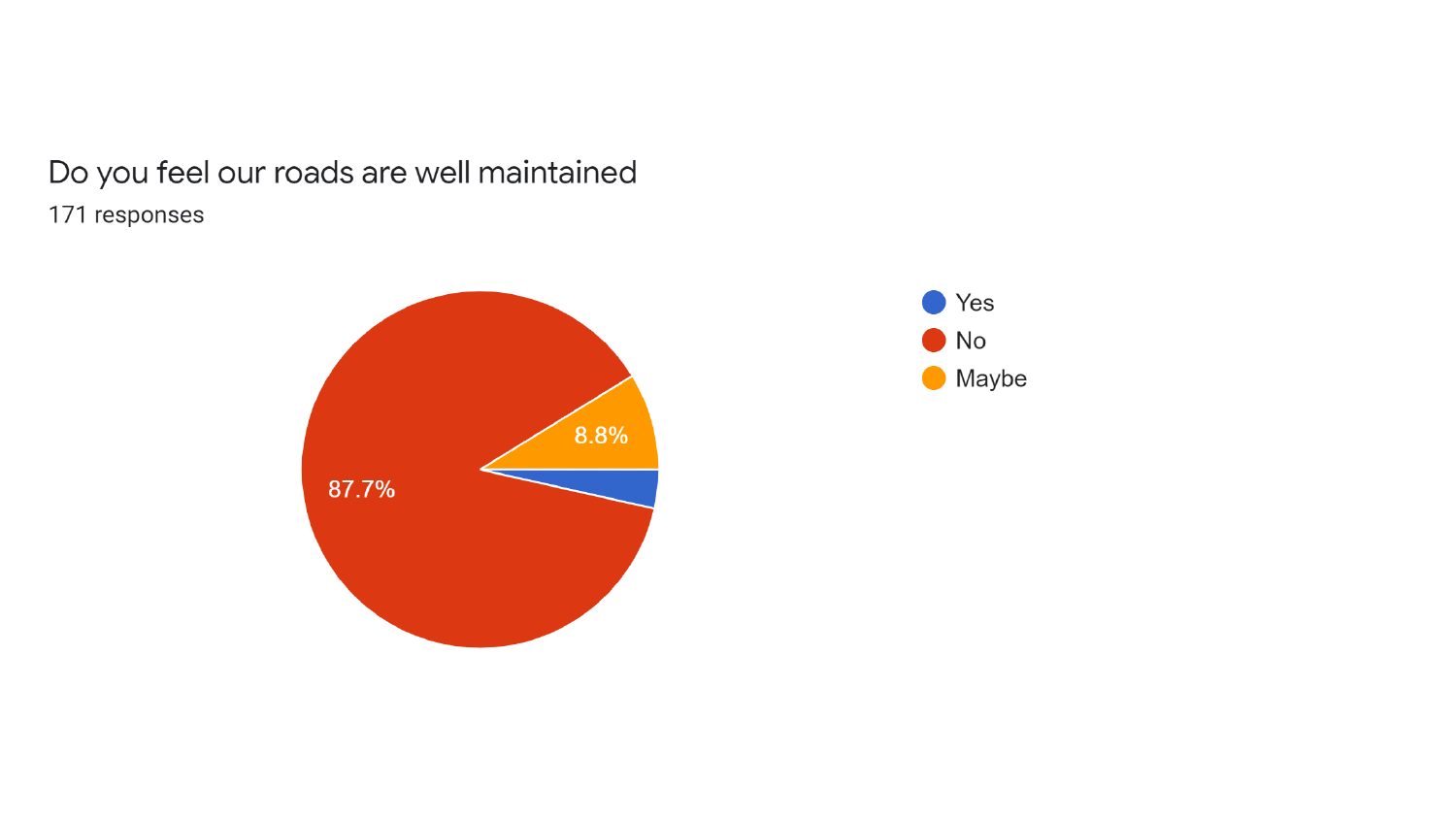## Do you feel our roads are well maintained

171 responses

- Yes
- No
- Maybe

8.8%

87.7%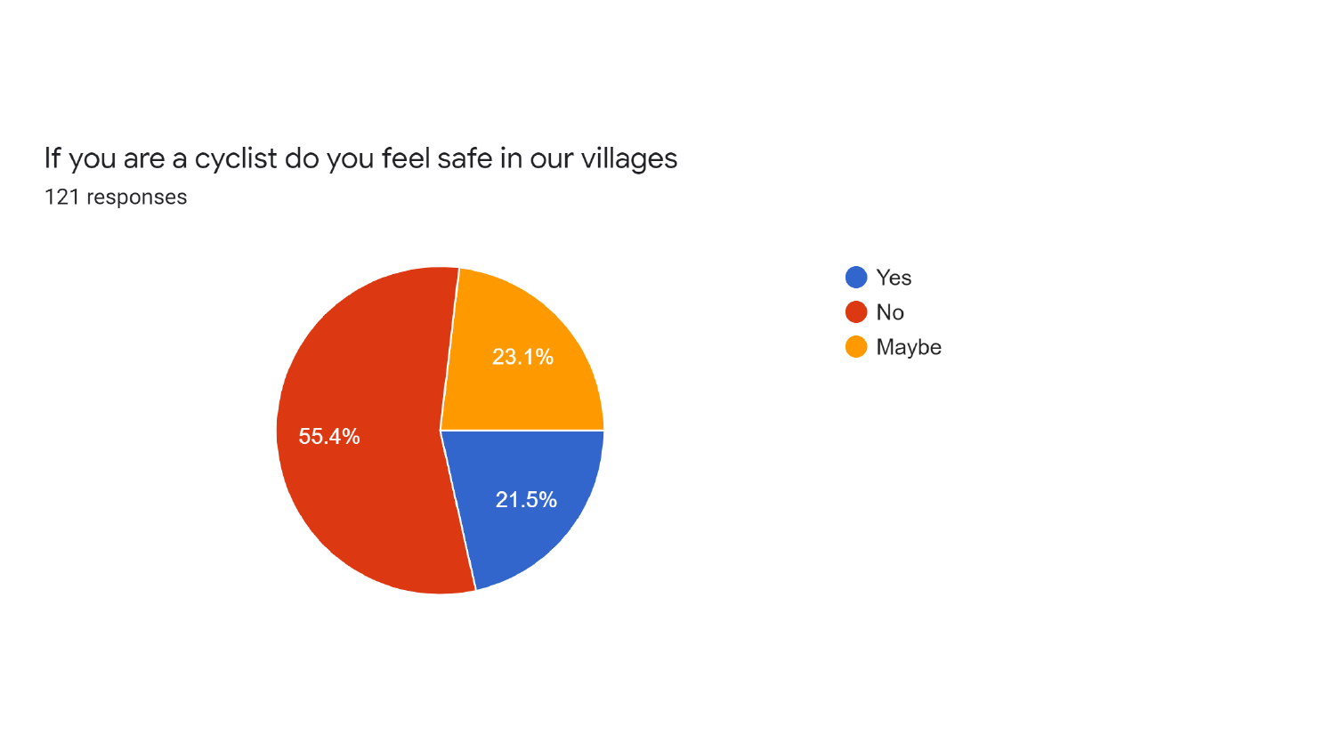If you are a cyclist do you feel safe in our villages

121 responses

| Response | Percentage |
| --- | --- |
| Yes | 21.5% |
| No | 55.4% |
| Maybe | 23.1% |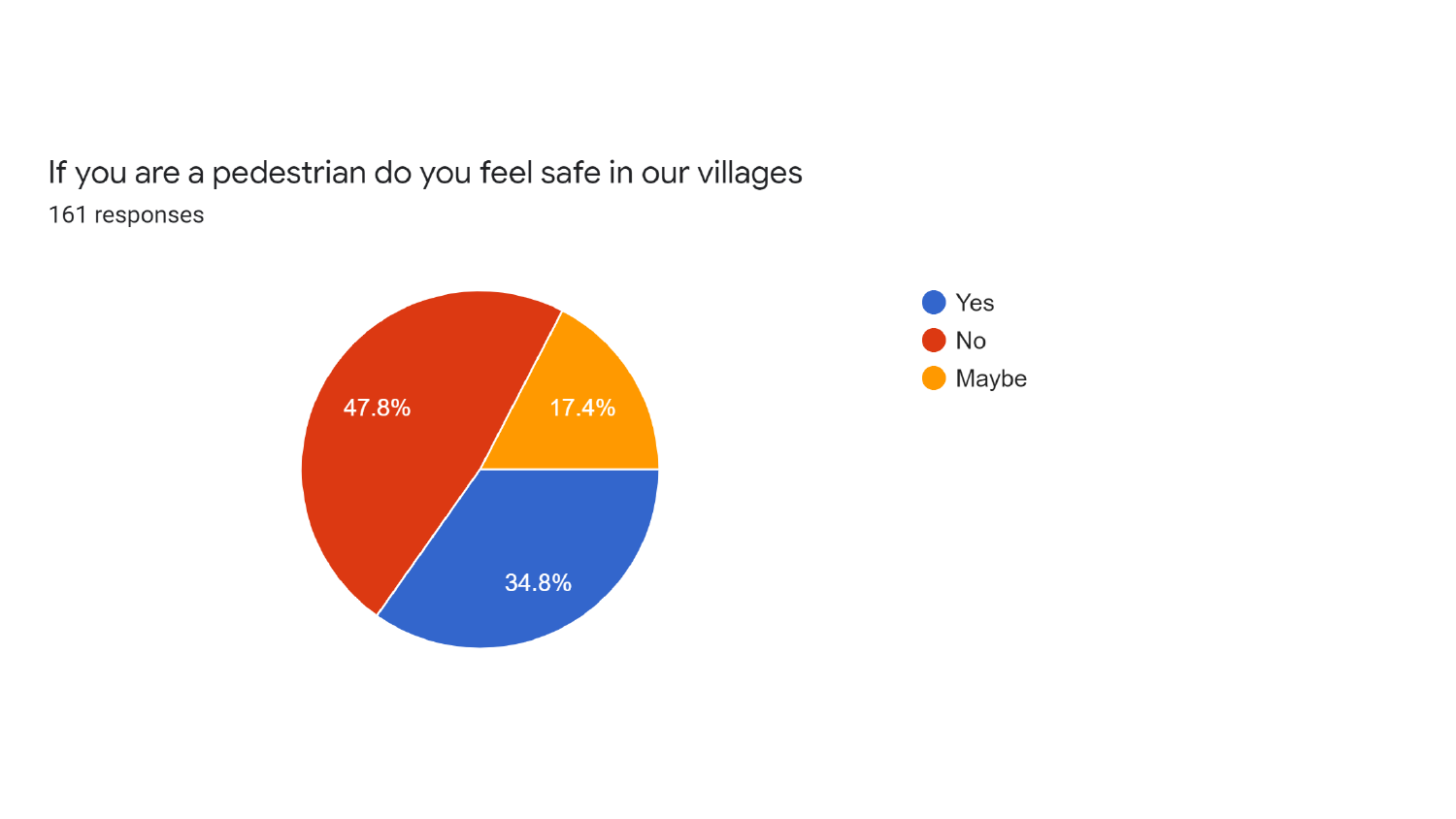## If you are a pedestrian do you feel safe in our villages

161 responses

| Response | Percentage |
| --- | --- |
| Yes | 34.8% |
| No | 47.8% |
| Maybe | 17.4% |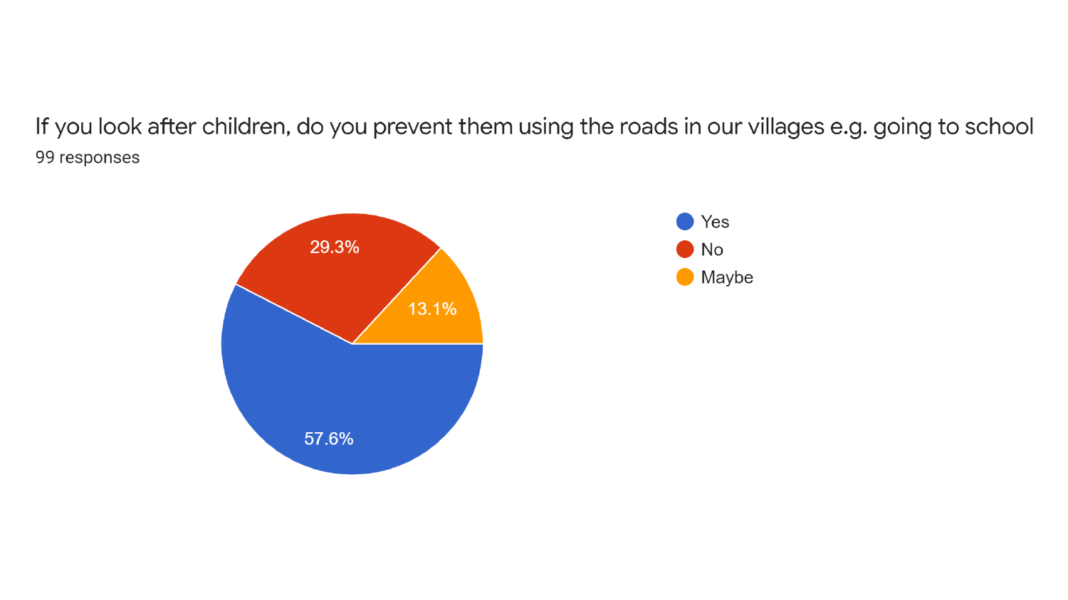If you look after children, do you prevent them using the roads in our villages e.g. going to school

99 responses

| Response | Percentage |
| --- | --- |
| Yes | 57.6% |
| No | 29.3% |
| Maybe | 13.1% |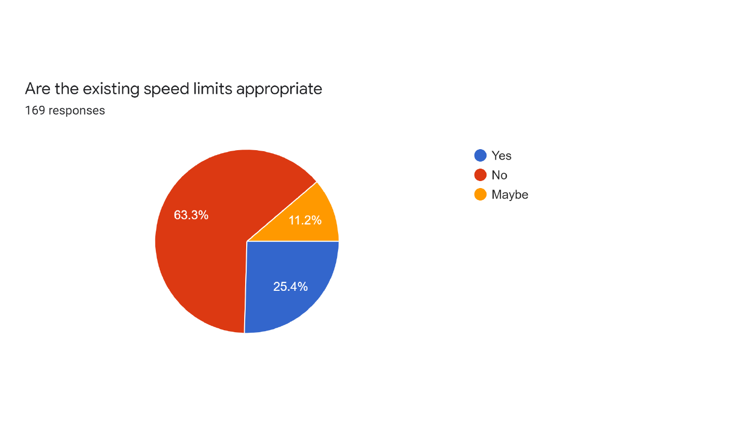## Are the existing speed limits appropriate

169 responses

| Response | Percentage |
| --- | --- |
| Yes | 25.4% |
| No | 63.3% |
| Maybe | 11.2% |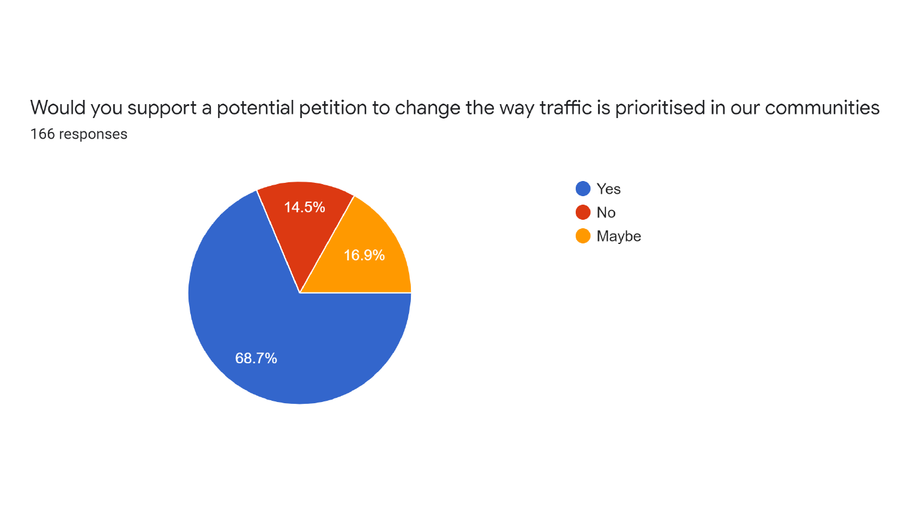Would you support a potential petition to change the way traffic is prioritised in our communities

166 responses

| Response | Percentage |
| --- | --- |
| Yes | 68.7% |
| No | 14.5% |
| Maybe | 16.9% |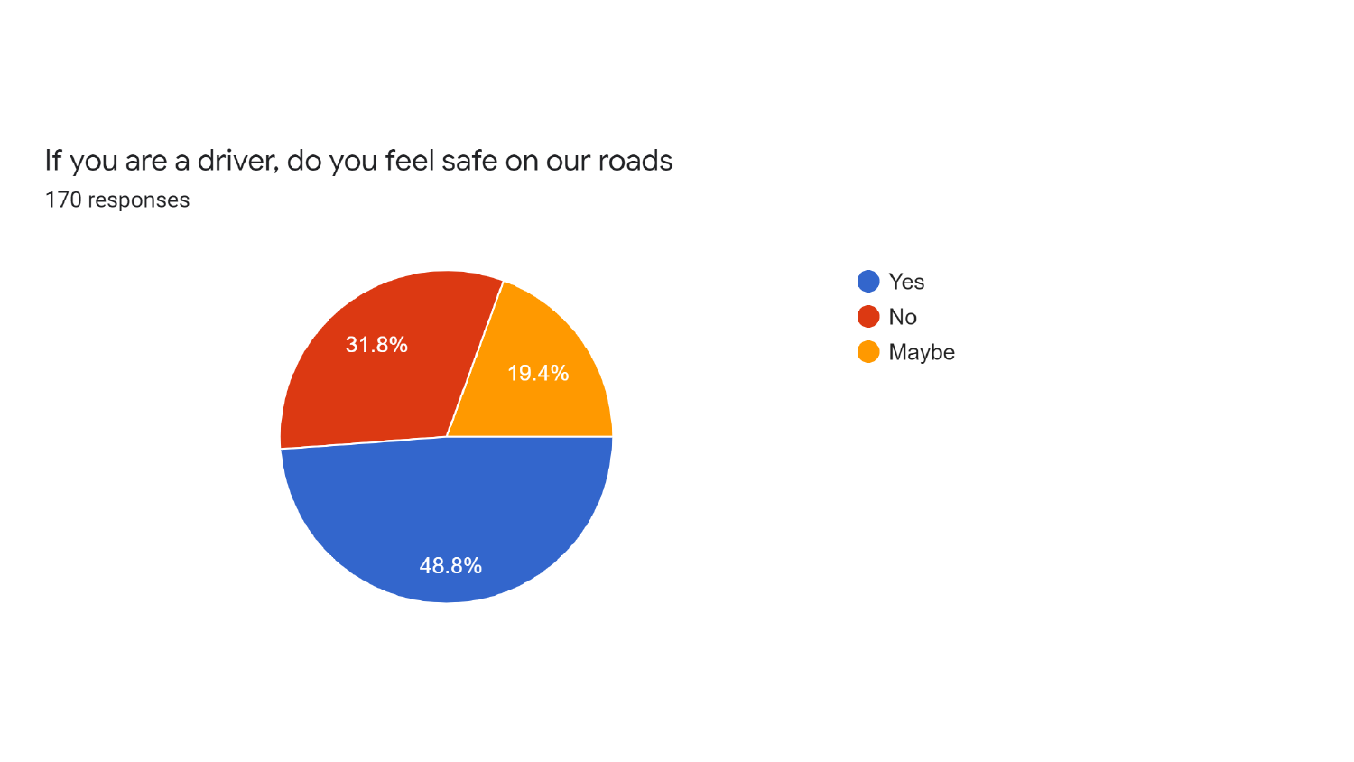If you are a driver, do you feel safe on our roads

170 responses

| Response | Percentage |
| --- | --- |
| Yes | 48.8% |
| No | 31.8% |
| Maybe | 19.4% |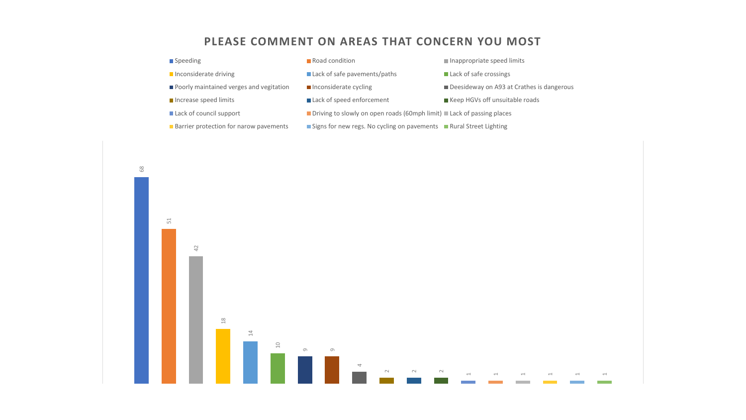## PLEASE COMMENT ON AREAS THAT CONCERN YOU MOST

| Area of concern | Count |
| --- | --- |
| Speeding | 68 |
| Road condition | 51 |
| Inappropriate speed limits | 42 |
| Inconsiderate driving | 18 |
| Lack of safe pavements/paths | 14 |
| Lack of safe crossings | 10 |
| Poorly maintained verges and vegitation | 9 |
| Inconsiderate cycling | 9 |
| Deesideway on A93 at Crathes is dangerous | 4 |
| Increase speed limits | 2 |
| Lack of speed enforcement | 2 |
| Keep HGVs off unsuitable roads | 2 |
| Lack of council support | 1 |
| Driving to slowly on open roads (60mph limit) | 1 |
| Lack of passing places | 1 |
| Barrier protection for narow pavements | 1 |
| Signs for new regs. No cycling on pavements | 1 |
| Rural Street Lighting | 1 |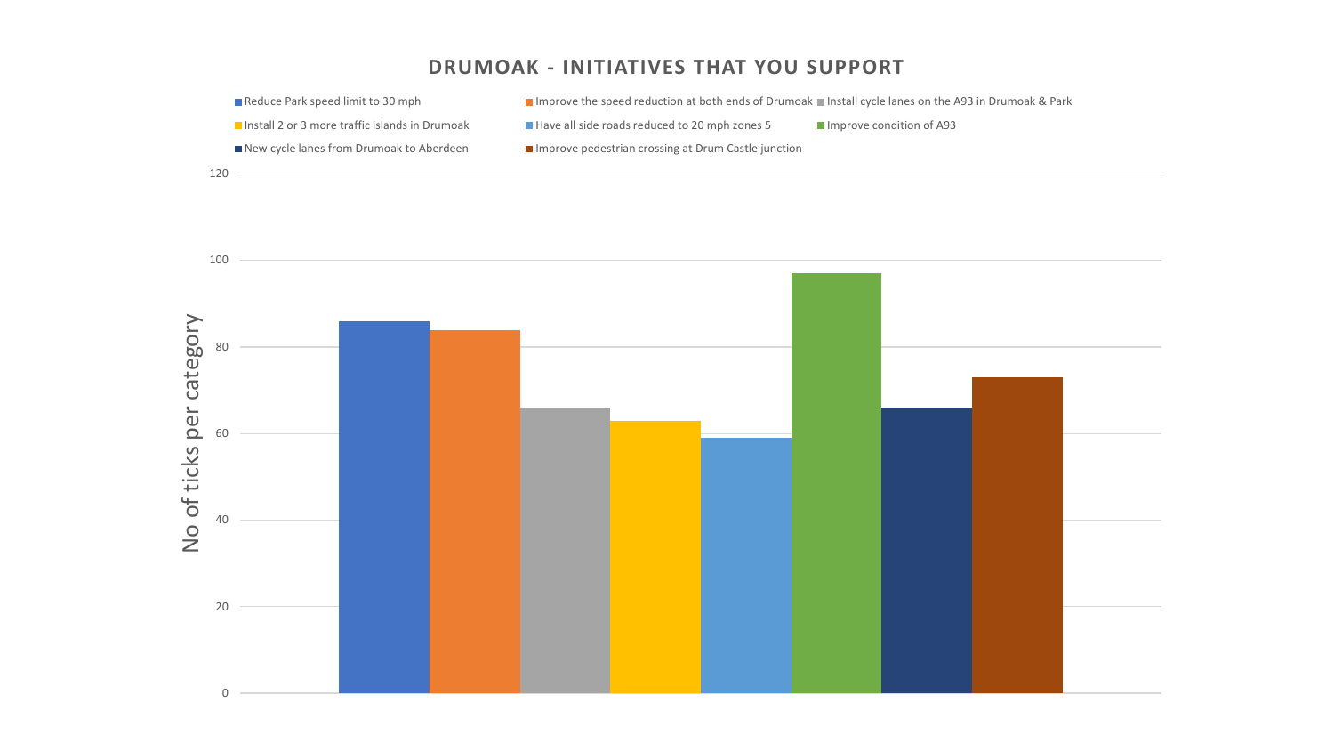## DRUMOAK - INITIATIVES THAT YOU SUPPORT

| Initiative | No of ticks per category |
|---|---|
| Reduce Park speed limit to 30 mph | 86 |
| Improve the speed reduction at both ends of Drumoak | 84 |
| Install cycle lanes on the A93 in Drumoak & Park | 66 |
| Install 2 or 3 more traffic islands in Drumoak | 63 |
| Have all side roads reduced to 20 mph zones 5 | 59 |
| Improve condition of A93 | 97 |
| New cycle lanes from Drumoak to Aberdeen | 66 |
| Improve pedestrian crossing at Drum Castle junction | 73 |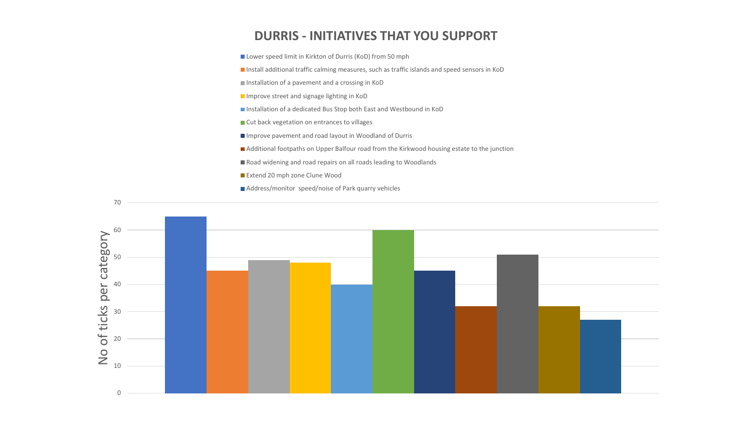# DURRIS - INITIATIVES THAT YOU SUPPORT

- Lower speed limit in Kirkton of Durris (KoD) from 50 mph
- Install additional traffic calming measures, such as traffic islands and speed sensors in KoD
- Installation of a pavement and a crossing in KoD
- Improve street and signage lighting in KoD
- Installation of a dedicated Bus Stop both East and Westbound in KoD
- Cut back vegetation on entrances to villages
- Improve pavement and road layout in Woodland of Durris
- Additional footpaths on Upper Balfour road from the Kirkwood housing estate to the junction
- Road widening and road repairs on all roads leading to Woodlands
- Extend 20 mph zone Clune Wood
- Address/monitor speed/noise of Park quarry vehicles

| Initiative | No of ticks per category |
|---|---|
| Lower speed limit in Kirkton of Durris (KoD) from 50 mph | 65 |
| Install additional traffic calming measures, such as traffic islands and speed sensors in KoD | 45 |
| Installation of a pavement and a crossing in KoD | 49 |
| Improve street and signage lighting in KoD | 48 |
| Installation of a dedicated Bus Stop both East and Westbound in KoD | 40 |
| Cut back vegetation on entrances to villages | 60 |
| Improve pavement and road layout in Woodland of Durris | 45 |
| Additional footpaths on Upper Balfour road from the Kirkwood housing estate to the junction | 32 |
| Road widening and road repairs on all roads leading to Woodlands | 51 |
| Extend 20 mph zone Clune Wood | 32 |
| Address/monitor speed/noise of Park quarry vehicles | 27 |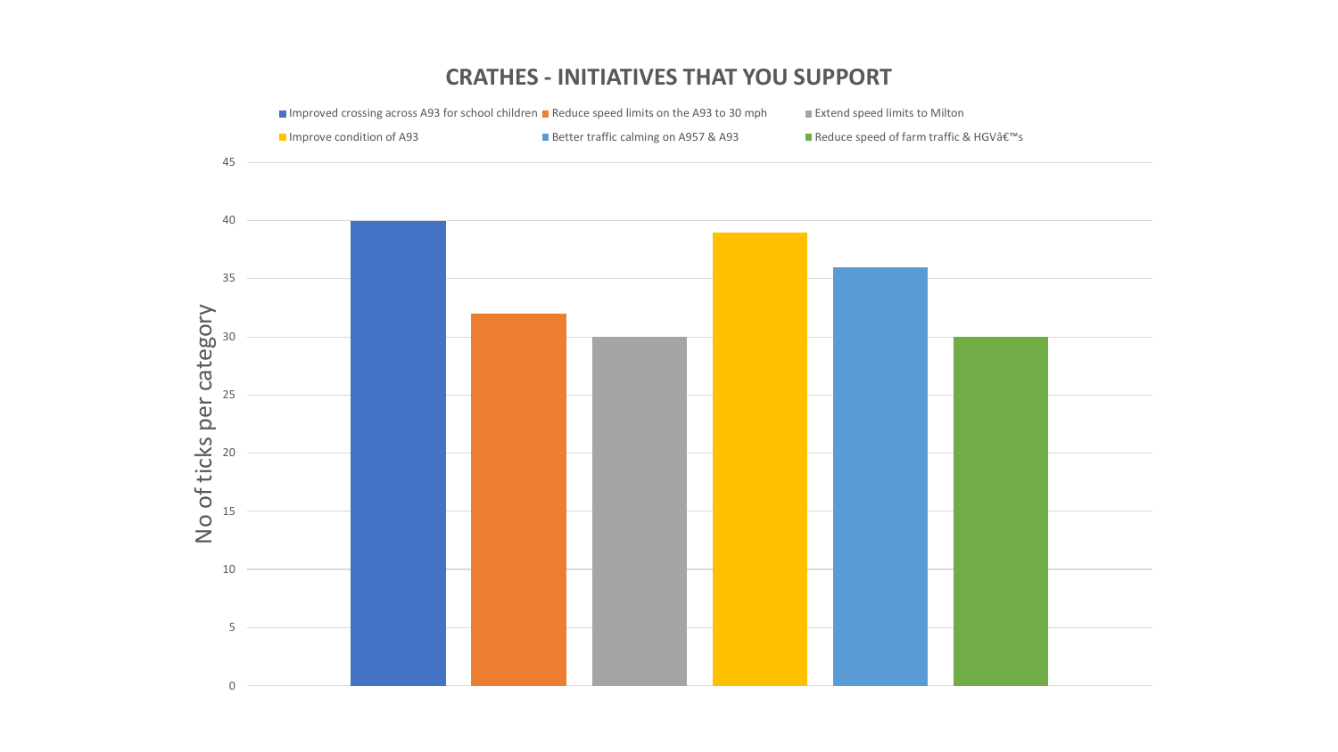## CRATHES - INITIATIVES THAT YOU SUPPORT

Improved crossing across A93 for school children
Reduce speed limits on the A93 to 30 mph
Extend speed limits to Milton
Improve condition of A93
Better traffic calming on A957 & A93
Reduce speed of farm traffic & HGVâ€™s

No of ticks per category

0
5
10
15
20
25
30
35
40
45